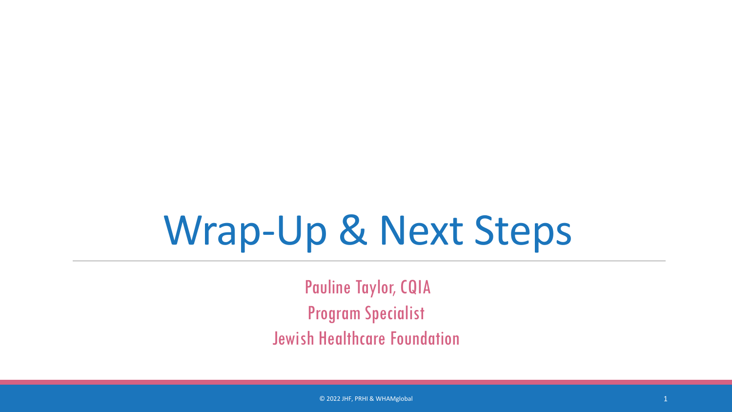# Wrap-Up & Next Steps

Pauline Taylor, CQIA

Program Specialist

Jewish Healthcare Foundation

© 2022 JHF, PRHI & WHAMglobal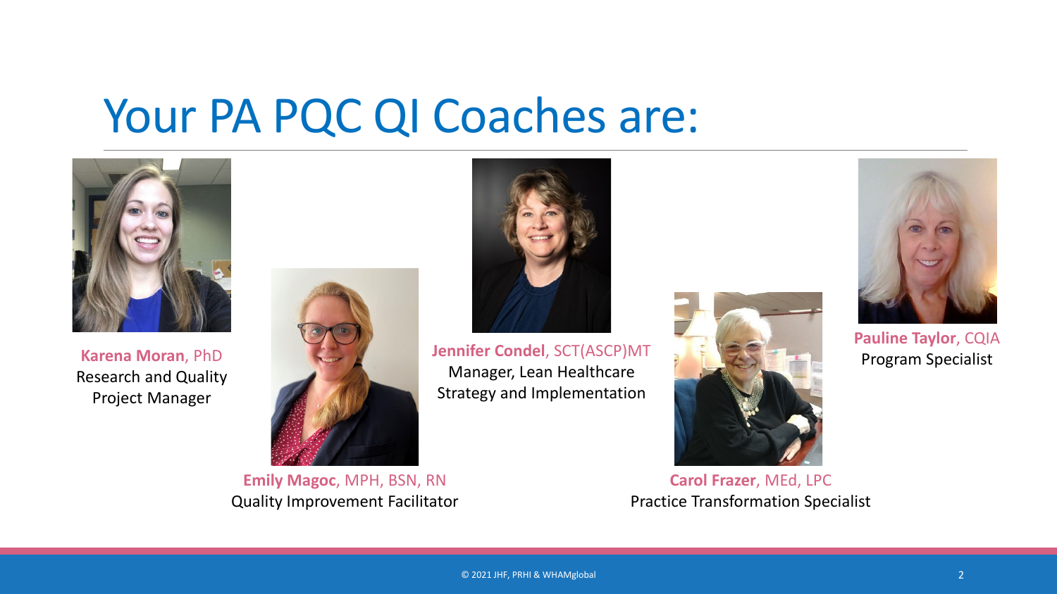# Your PA PQC QI Coaches are:

**Karena Moran**, PhD
Research and Quality Project Manager

**Emily Magoc**, MPH, BSN, RN
Quality Improvement Facilitator

**Jennifer Condel**, SCT(ASCP)MT
Manager, Lean Healthcare Strategy and Implementation

**Carol Frazer**, MEd, LPC
Practice Transformation Specialist

**Pauline Taylor**, CQIA
Program Specialist

© 2021 JHF, PRHI & WHAMglobal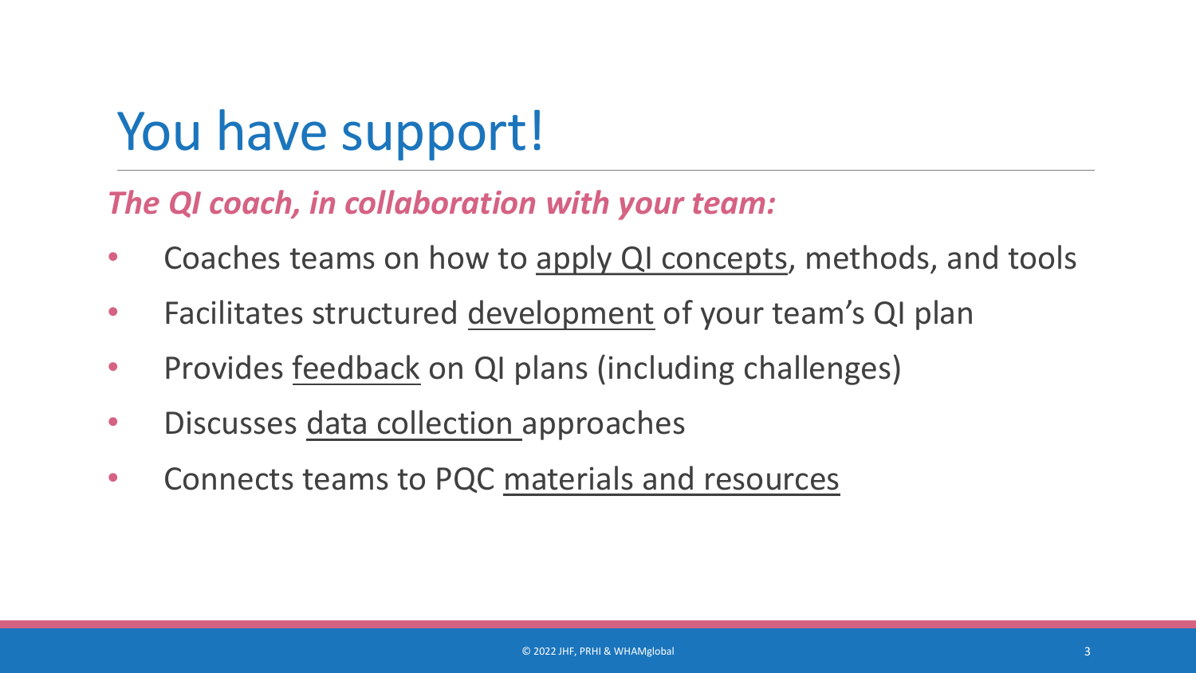# You have support!

***The QI coach, in collaboration with your team:***

- Coaches teams on how to apply QI concepts, methods, and tools
- Facilitates structured development of your team's QI plan
- Provides feedback on QI plans (including challenges)
- Discusses data collection approaches
- Connects teams to PQC materials and resources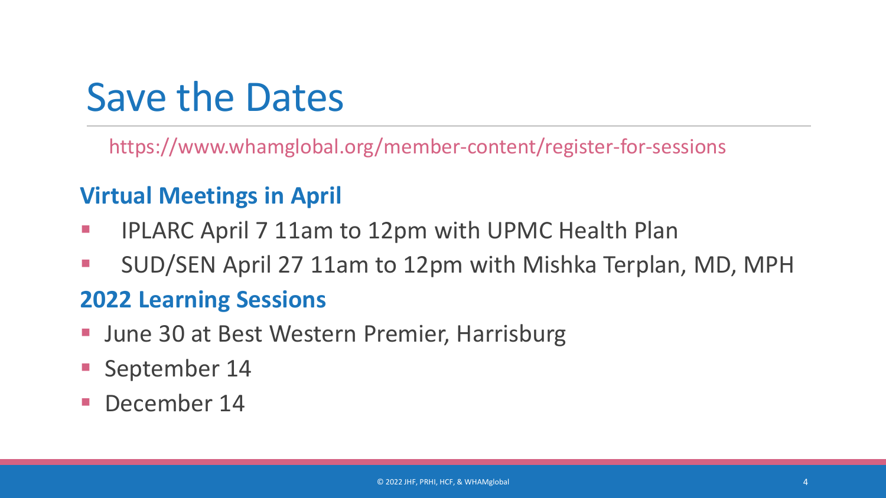# Save the Dates

https://www.whamglobal.org/member-content/register-for-sessions

**Virtual Meetings in April**

- IPLARC April 7 11am to 12pm with UPMC Health Plan
- SUD/SEN April 27 11am to 12pm with Mishka Terplan, MD, MPH

**2022 Learning Sessions**

- June 30 at Best Western Premier, Harrisburg
- September 14
- December 14

© 2022 JHF, PRHI, HCF, & WHAMglobal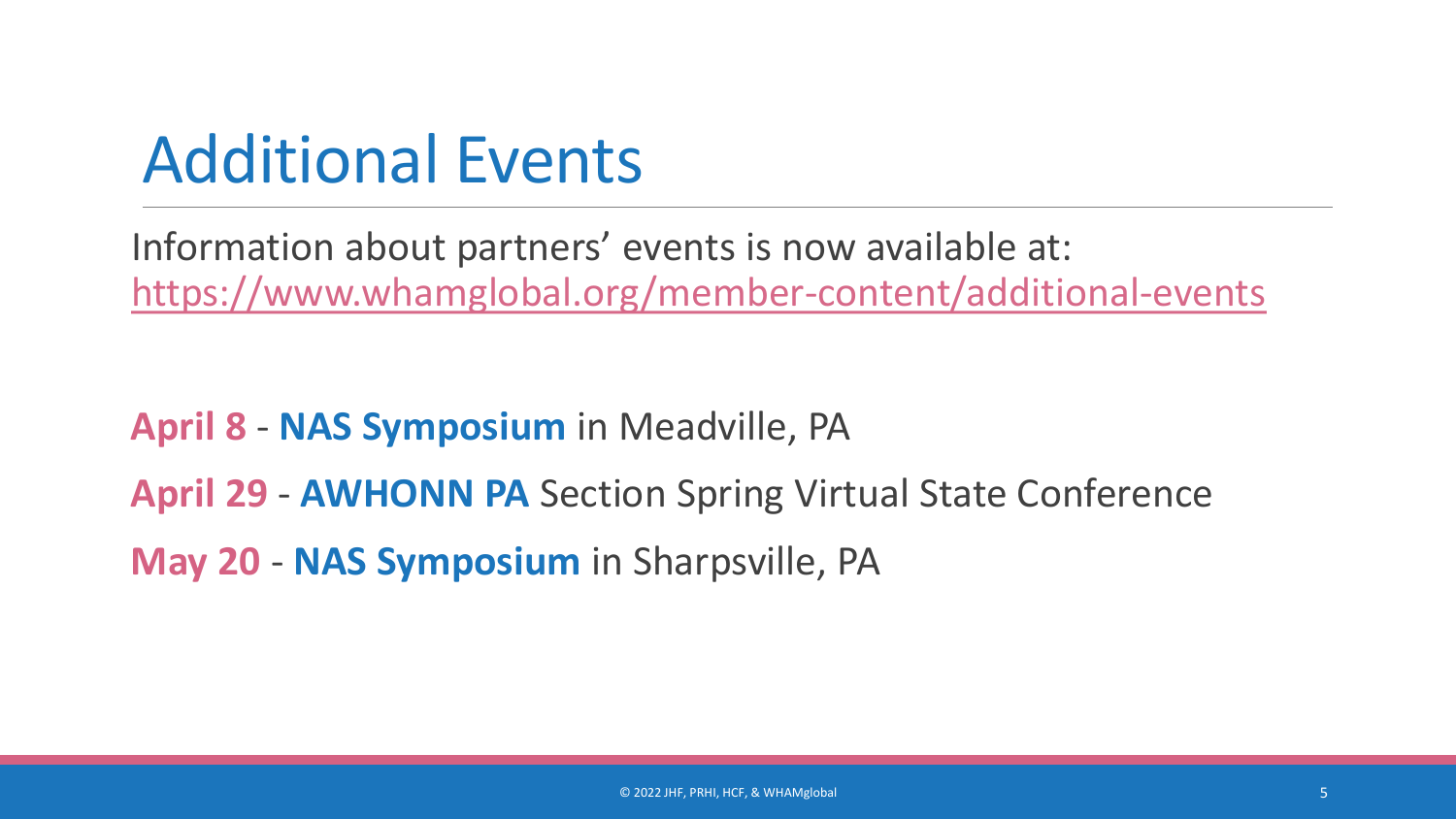# Additional Events

Information about partners' events is now available at: https://www.whamglobal.org/member-content/additional-events

**April 8** - **NAS Symposium** in Meadville, PA

**April 29** - **AWHONN PA** Section Spring Virtual State Conference

**May 20** - **NAS Symposium** in Sharpsville, PA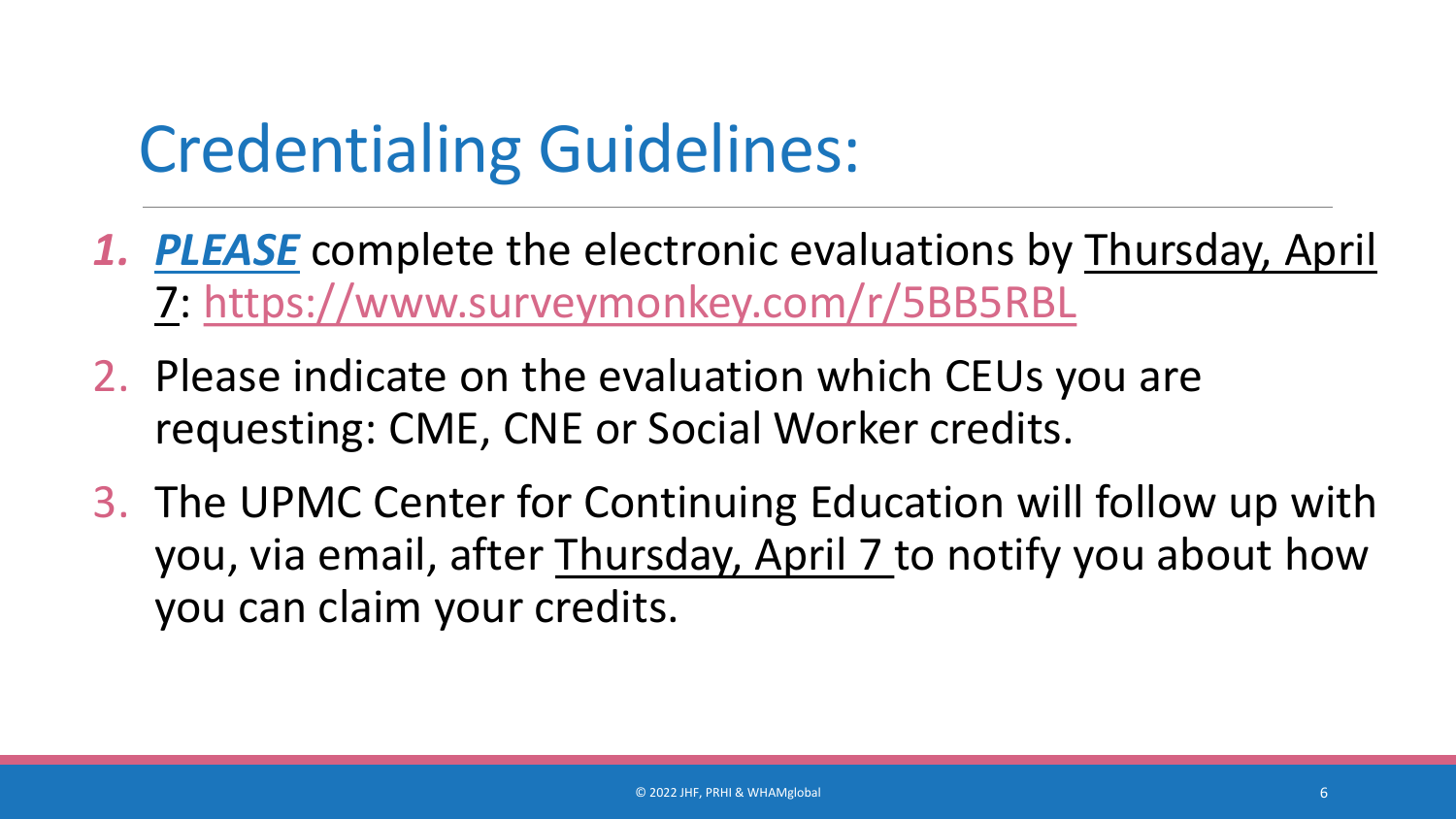# Credentialing Guidelines:

1. ***PLEASE*** complete the electronic evaluations by Thursday, April 7: https://www.surveymonkey.com/r/5BB5RBL
2. Please indicate on the evaluation which CEUs you are requesting: CME, CNE or Social Worker credits.
3. The UPMC Center for Continuing Education will follow up with you, via email, after Thursday, April 7 to notify you about how you can claim your credits.

© 2022 JHF, PRHI & WHAMglobal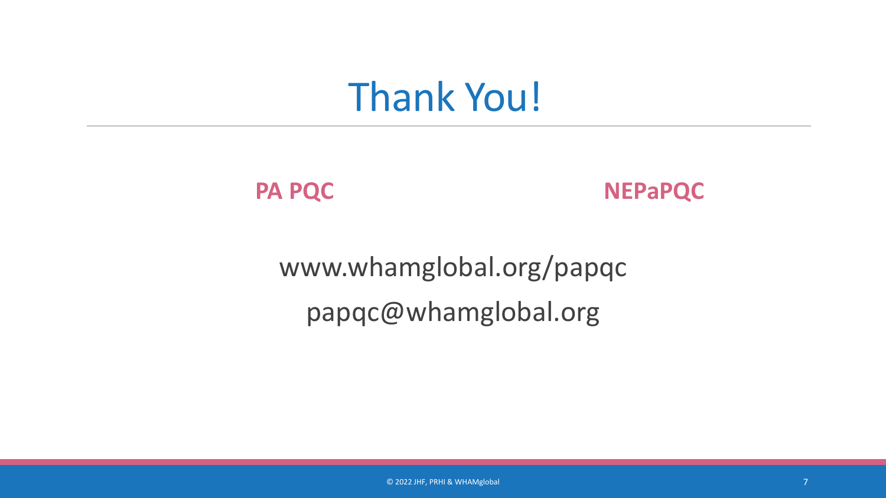# Thank You!

**PA PQC** **NEPaPQC**

www.whamglobal.org/papqc

papqc@whamglobal.org

© 2022 JHF, PRHI & WHAMglobal